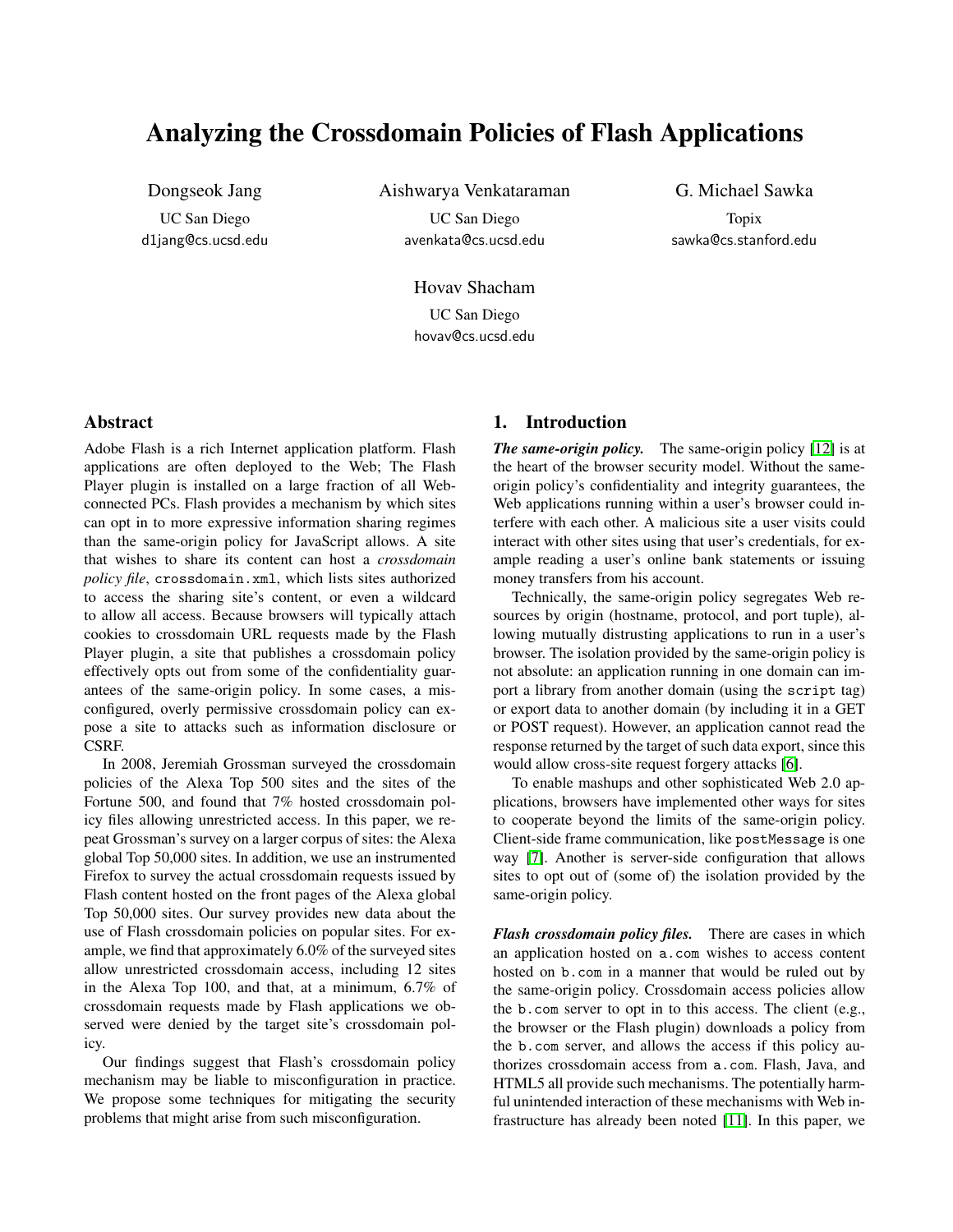# Analyzing the Crossdomain Policies of Flash Applications

Dongseok Jang
UC San Diego
d1jang@cs.ucsd.edu

Aishwarya Venkataraman
UC San Diego
avenkata@cs.ucsd.edu

G. Michael Sawka
Topix
sawka@cs.stanford.edu

Hovav Shacham
UC San Diego
hovav@cs.ucsd.edu

## Abstract

Adobe Flash is a rich Internet application platform. Flash applications are often deployed to the Web; The Flash Player plugin is installed on a large fraction of all Web-connected PCs. Flash provides a mechanism by which sites can opt in to more expressive information sharing regimes than the same-origin policy for JavaScript allows. A site that wishes to share its content can host a *crossdomain policy file*, `crossdomain.xml`, which lists sites authorized to access the sharing site's content, or even a wildcard to allow all access. Because browsers will typically attach cookies to crossdomain URL requests made by the Flash Player plugin, a site that publishes a crossdomain policy effectively opts out from some of the confidentiality guarantees of the same-origin policy. In some cases, a misconfigured, overly permissive crossdomain policy can expose a site to attacks such as information disclosure or CSRF.

In 2008, Jeremiah Grossman surveyed the crossdomain policies of the Alexa Top 500 sites and the sites of the Fortune 500, and found that 7% hosted crossdomain policy files allowing unrestricted access. In this paper, we repeat Grossman's survey on a larger corpus of sites: the Alexa global Top 50,000 sites. In addition, we use an instrumented Firefox to survey the actual crossdomain requests issued by Flash content hosted on the front pages of the Alexa global Top 50,000 sites. Our survey provides new data about the use of Flash crossdomain policies on popular sites. For example, we find that approximately 6.0% of the surveyed sites allow unrestricted crossdomain access, including 12 sites in the Alexa Top 100, and that, at a minimum, 6.7% of crossdomain requests made by Flash applications we observed were denied by the target site's crossdomain policy.

Our findings suggest that Flash's crossdomain policy mechanism may be liable to misconfiguration in practice. We propose some techniques for mitigating the security problems that might arise from such misconfiguration.

## 1. Introduction

***The same-origin policy.*** The same-origin policy [12] is at the heart of the browser security model. Without the same-origin policy's confidentiality and integrity guarantees, the Web applications running within a user's browser could interfere with each other. A malicious site a user visits could interact with other sites using that user's credentials, for example reading a user's online bank statements or issuing money transfers from his account.

Technically, the same-origin policy segregates Web resources by origin (hostname, protocol, and port tuple), allowing mutually distrusting applications to run in a user's browser. The isolation provided by the same-origin policy is not absolute: an application running in one domain can import a library from another domain (using the `script` tag) or export data to another domain (by including it in a GET or POST request). However, an application cannot read the response returned by the target of such data export, since this would allow cross-site request forgery attacks [6].

To enable mashups and other sophisticated Web 2.0 applications, browsers have implemented other ways for sites to cooperate beyond the limits of the same-origin policy. Client-side frame communication, like `postMessage` is one way [7]. Another is server-side configuration that allows sites to opt out of (some of) the isolation provided by the same-origin policy.

***Flash crossdomain policy files.*** There are cases in which an application hosted on `a.com` wishes to access content hosted on `b.com` in a manner that would be ruled out by the same-origin policy. Crossdomain access policies allow the `b.com` server to opt in to this access. The client (e.g., the browser or the Flash plugin) downloads a policy from the `b.com` server, and allows the access if this policy authorizes crossdomain access from `a.com`. Flash, Java, and HTML5 all provide such mechanisms. The potentially harmful unintended interaction of these mechanisms with Web infrastructure has already been noted [11]. In this paper, we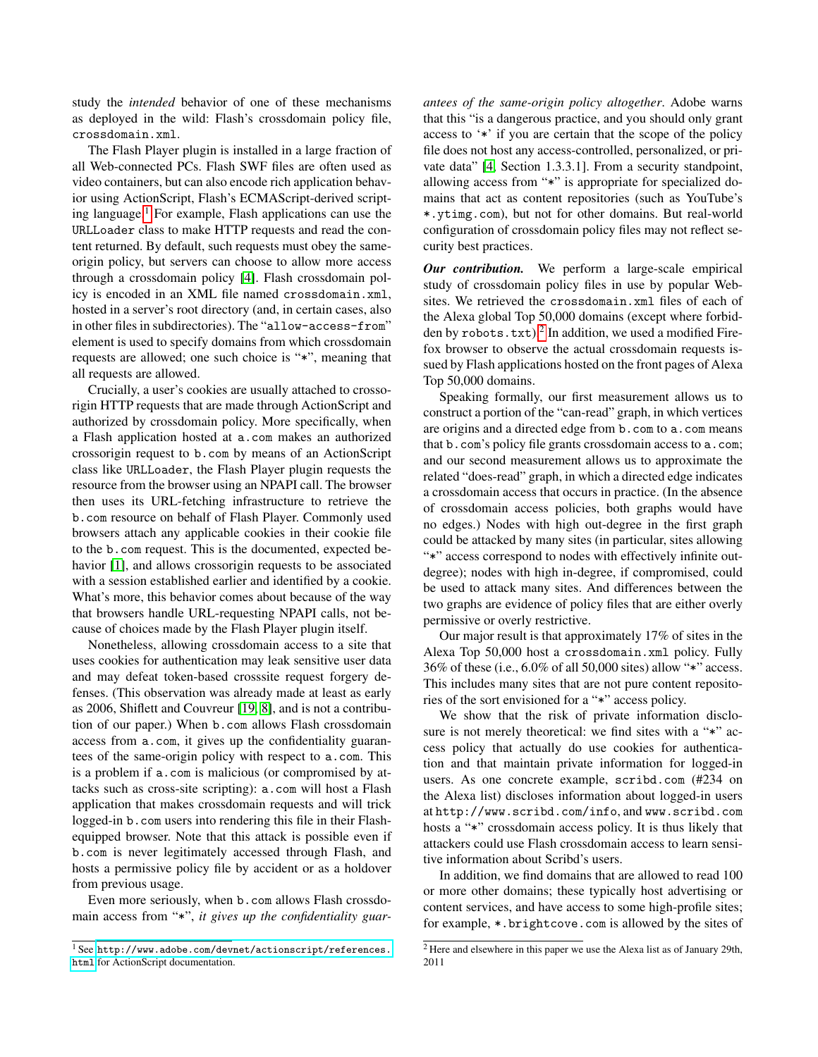study the *intended* behavior of one of these mechanisms as deployed in the wild: Flash's crossdomain policy file, `crossdomain.xml`.

The Flash Player plugin is installed in a large fraction of all Web-connected PCs. Flash SWF files are often used as video containers, but can also encode rich application behavior using ActionScript, Flash's ECMAScript-derived scripting language.[1] For example, Flash applications can use the `URLLoader` class to make HTTP requests and read the content returned. By default, such requests must obey the same-origin policy, but servers can choose to allow more access through a crossdomain policy [4]. Flash crossdomain policy is encoded in an XML file named `crossdomain.xml`, hosted in a server's root directory (and, in certain cases, also in other files in subdirectories). The "`allow-access-from`" element is used to specify domains from which crossdomain requests are allowed; one such choice is "*", meaning that all requests are allowed.

Crucially, a user's cookies are usually attached to crossorigin HTTP requests that are made through ActionScript and authorized by crossdomain policy. More specifically, when a Flash application hosted at `a.com` makes an authorized crossorigin request to `b.com` by means of an ActionScript class like `URLLoader`, the Flash Player plugin requests the resource from the browser using an NPAPI call. The browser then uses its URL-fetching infrastructure to retrieve the `b.com` resource on behalf of Flash Player. Commonly used browsers attach any applicable cookies in their cookie file to the `b.com` request. This is the documented, expected behavior [1], and allows crossorigin requests to be associated with a session established earlier and identified by a cookie. What's more, this behavior comes about because of the way that browsers handle URL-requesting NPAPI calls, not because of choices made by the Flash Player plugin itself.

Nonetheless, allowing crossdomain access to a site that uses cookies for authentication may leak sensitive user data and may defeat token-based crosssite request forgery defenses. (This observation was already made at least as early as 2006, Shiflett and Couvreur [19, 8], and is not a contribution of our paper.) When `b.com` allows Flash crossdomain access from `a.com`, it gives up the confidentiality guarantees of the same-origin policy with respect to `a.com`. This is a problem if `a.com` is malicious (or compromised by attacks such as cross-site scripting): `a.com` will host a Flash application that makes crossdomain requests and will trick logged-in `b.com` users into rendering this file in their Flash-equipped browser. Note that this attack is possible even if `b.com` is never legitimately accessed through Flash, and hosts a permissive policy file by accident or as a holdover from previous usage.

Even more seriously, when `b.com` allows Flash crossdomain access from "*", *it gives up the confidentiality guarantees of the same-origin policy altogether*. Adobe warns that this "is a dangerous practice, and you should only grant access to '*' if you are certain that the scope of the policy file does not host any access-controlled, personalized, or private data" [4, Section 1.3.3.1]. From a security standpoint, allowing access from "*" is appropriate for specialized domains that act as content repositories (such as YouTube's `*.ytimg.com`), but not for other domains. But real-world configuration of crossdomain policy files may not reflect security best practices.

***Our contribution.*** We perform a large-scale empirical study of crossdomain policy files in use by popular Websites. We retrieved the `crossdomain.xml` files of each of the Alexa global Top 50,000 domains (except where forbidden by `robots.txt`).[2] In addition, we used a modified Firefox browser to observe the actual crossdomain requests issued by Flash applications hosted on the front pages of Alexa Top 50,000 domains.

Speaking formally, our first measurement allows us to construct a portion of the "can-read" graph, in which vertices are origins and a directed edge from `b.com` to `a.com` means that `b.com`'s policy file grants crossdomain access to `a.com`; and our second measurement allows us to approximate the related "does-read" graph, in which a directed edge indicates a crossdomain access that occurs in practice. (In the absence of crossdomain access policies, both graphs would have no edges.) Nodes with high out-degree in the first graph could be attacked by many sites (in particular, sites allowing "*" access correspond to nodes with effectively infinite out-degree); nodes with high in-degree, if compromised, could be used to attack many sites. And differences between the two graphs are evidence of policy files that are either overly permissive or overly restrictive.

Our major result is that approximately 17% of sites in the Alexa Top 50,000 host a `crossdomain.xml` policy. Fully 36% of these (i.e., 6.0% of all 50,000 sites) allow "*" access. This includes many sites that are not pure content repositories of the sort envisioned for a "*" access policy.

We show that the risk of private information disclosure is not merely theoretical: we find sites with a "*" access policy that actually do use cookies for authentication and that maintain private information for logged-in users. As one concrete example, `scribd.com` (#234 on the Alexa list) discloses information about logged-in users at `http://www.scribd.com/info`, and `www.scribd.com` hosts a "*" crossdomain access policy. It is thus likely that attackers could use Flash crossdomain access to learn sensitive information about Scribd's users.

In addition, we find domains that are allowed to read 100 or more other domains; these typically host advertising or content services, and have access to some high-profile sites; for example, `*.brightcove.com` is allowed by the sites of

[1] See `http://www.adobe.com/devnet/actionscript/references.html` for ActionScript documentation.

[2] Here and elsewhere in this paper we use the Alexa list as of January 29th, 2011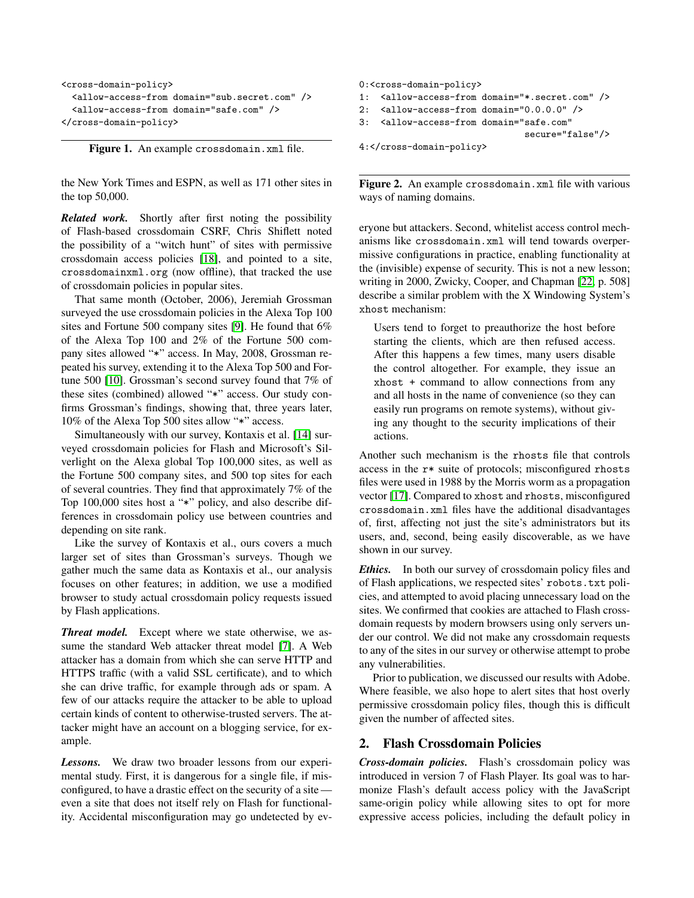```
<cross-domain-policy>
  <allow-access-from domain="sub.secret.com" />
  <allow-access-from domain="safe.com" />
</cross-domain-policy>
```

**Figure 1.** An example `crossdomain.xml` file.

the New York Times and ESPN, as well as 171 other sites in the top 50,000.

***Related work.*** Shortly after first noting the possibility of Flash-based crossdomain CSRF, Chris Shiflett noted the possibility of a "witch hunt" of sites with permissive crossdomain access policies [18], and pointed to a site, `crossdomainxml.org` (now offline), that tracked the use of crossdomain policies in popular sites.

That same month (October, 2006), Jeremiah Grossman surveyed the use crossdomain policies in the Alexa Top 100 sites and Fortune 500 company sites [9]. He found that 6% of the Alexa Top 100 and 2% of the Fortune 500 company sites allowed "*" access. In May, 2008, Grossman repeated his survey, extending it to the Alexa Top 500 and Fortune 500 [10]. Grossman's second survey found that 7% of these sites (combined) allowed "*" access. Our study confirms Grossman's findings, showing that, three years later, 10% of the Alexa Top 500 sites allow "*" access.

Simultaneously with our survey, Kontaxis et al. [14] surveyed crossdomain policies for Flash and Microsoft's Silverlight on the Alexa global Top 100,000 sites, as well as the Fortune 500 company sites, and 500 top sites for each of several countries. They find that approximately 7% of the Top 100,000 sites host a "*" policy, and also describe differences in crossdomain policy use between countries and depending on site rank.

Like the survey of Kontaxis et al., ours covers a much larger set of sites than Grossman's surveys. Though we gather much the same data as Kontaxis et al., our analysis focuses on other features; in addition, we use a modified browser to study actual crossdomain policy requests issued by Flash applications.

***Threat model.*** Except where we state otherwise, we assume the standard Web attacker threat model [7]. A Web attacker has a domain from which she can serve HTTP and HTTPS traffic (with a valid SSL certificate), and to which she can drive traffic, for example through ads or spam. A few of our attacks require the attacker to be able to upload certain kinds of content to otherwise-trusted servers. The attacker might have an account on a blogging service, for example.

***Lessons.*** We draw two broader lessons from our experimental study. First, it is dangerous for a single file, if misconfigured, to have a drastic effect on the security of a site — even a site that does not itself rely on Flash for functionality. Accidental misconfiguration may go undetected by everyone but attackers. Second, whitelist access control mechanisms like `crossdomain.xml` will tend towards overpermissive configurations in practice, enabling functionality at the (invisible) expense of security. This is not a new lesson; writing in 2000, Zwicky, Cooper, and Chapman [22, p. 508] describe a similar problem with the X Windowing System's `xhost` mechanism:

> Users tend to forget to preauthorize the host before starting the clients, which are then refused access. After this happens a few times, many users disable the control altogether. For example, they issue an `xhost +` command to allow connections from any and all hosts in the name of convenience (so they can easily run programs on remote systems), without giving any thought to the security implications of their actions.

```
0:<cross-domain-policy>
1:  <allow-access-from domain="*.secret.com" />
2:  <allow-access-from domain="0.0.0.0" />
3:  <allow-access-from domain="safe.com"
                              secure="false"/>
4:</cross-domain-policy>
```

**Figure 2.** An example `crossdomain.xml` file with various ways of naming domains.

Another such mechanism is the `rhosts` file that controls access in the `r*` suite of protocols; misconfigured `rhosts` files were used in 1988 by the Morris worm as a propagation vector [17]. Compared to `xhost` and `rhosts`, misconfigured `crossdomain.xml` files have the additional disadvantages of, first, affecting not just the site's administrators but its users, and, second, being easily discoverable, as we have shown in our survey.

***Ethics.*** In both our survey of crossdomain policy files and of Flash applications, we respected sites' `robots.txt` policies, and attempted to avoid placing unnecessary load on the sites. We confirmed that cookies are attached to Flash crossdomain requests by modern browsers using only servers under our control. We did not make any crossdomain requests to any of the sites in our survey or otherwise attempt to probe any vulnerabilities.

Prior to publication, we discussed our results with Adobe. Where feasible, we also hope to alert sites that host overly permissive crossdomain policy files, though this is difficult given the number of affected sites.

## 2. Flash Crossdomain Policies

***Cross-domain policies.*** Flash's crossdomain policy was introduced in version 7 of Flash Player. Its goal was to harmonize Flash's default access policy with the JavaScript same-origin policy while allowing sites to opt for more expressive access policies, including the default policy in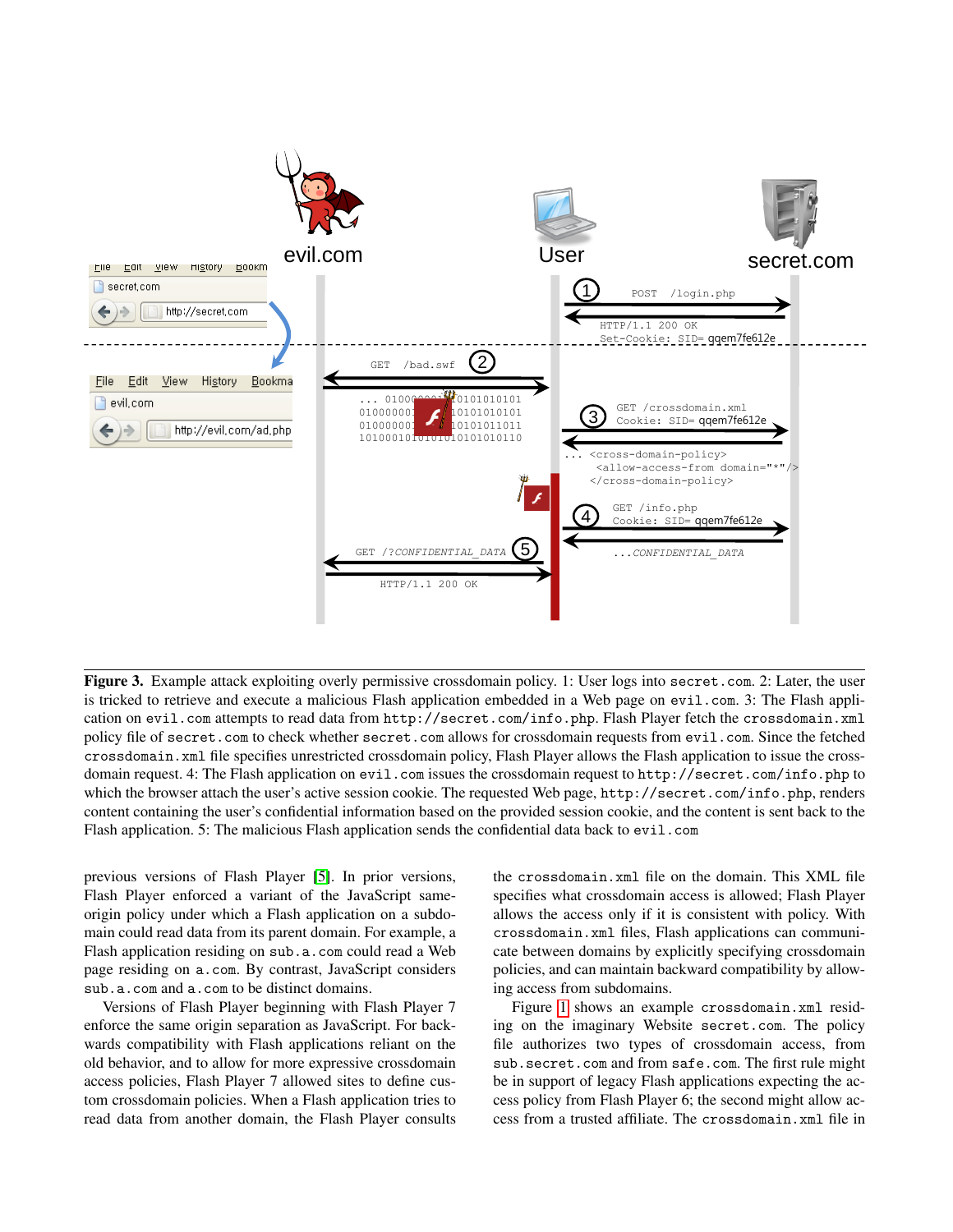**Figure 3.** Example attack exploiting overly permissive crossdomain policy. 1: User logs into `secret.com`. 2: Later, the user is tricked to retrieve and execute a malicious Flash application embedded in a Web page on `evil.com`. 3: The Flash application on `evil.com` attempts to read data from `http://secret.com/info.php`. Flash Player fetch the `crossdomain.xml` policy file of `secret.com` to check whether `secret.com` allows for crossdomain requests from `evil.com`. Since the fetched `crossdomain.xml` file specifies unrestricted crossdomain policy, Flash Player allows the Flash application to issue the crossdomain request. 4: The Flash application on `evil.com` issues the crossdomain request to `http://secret.com/info.php` to which the browser attach the user's active session cookie. The requested Web page, `http://secret.com/info.php`, renders content containing the user's confidential information based on the provided session cookie, and the content is sent back to the Flash application. 5: The malicious Flash application sends the confidential data back to `evil.com`

previous versions of Flash Player [5]. In prior versions, Flash Player enforced a variant of the JavaScript same-origin policy under which a Flash application on a subdomain could read data from its parent domain. For example, a Flash application residing on `sub.a.com` could read a Web page residing on `a.com`. By contrast, JavaScript considers `sub.a.com` and `a.com` to be distinct domains.

Versions of Flash Player beginning with Flash Player 7 enforce the same origin separation as JavaScript. For backwards compatibility with Flash applications reliant on the old behavior, and to allow for more expressive crossdomain access policies, Flash Player 7 allowed sites to define custom crossdomain policies. When a Flash application tries to read data from another domain, the Flash Player consults the `crossdomain.xml` file on the domain. This XML file specifies what crossdomain access is allowed; Flash Player allows the access only if it is consistent with policy. With `crossdomain.xml` files, Flash applications can communicate between domains by explicitly specifying crossdomain policies, and can maintain backward compatibility by allowing access from subdomains.

Figure 1 shows an example `crossdomain.xml` residing on the imaginary Website `secret.com`. The policy file authorizes two types of crossdomain access, from `sub.secret.com` and from `safe.com`. The first rule might be in support of legacy Flash applications expecting the access policy from Flash Player 6; the second might allow access from a trusted affiliate. The `crossdomain.xml` file in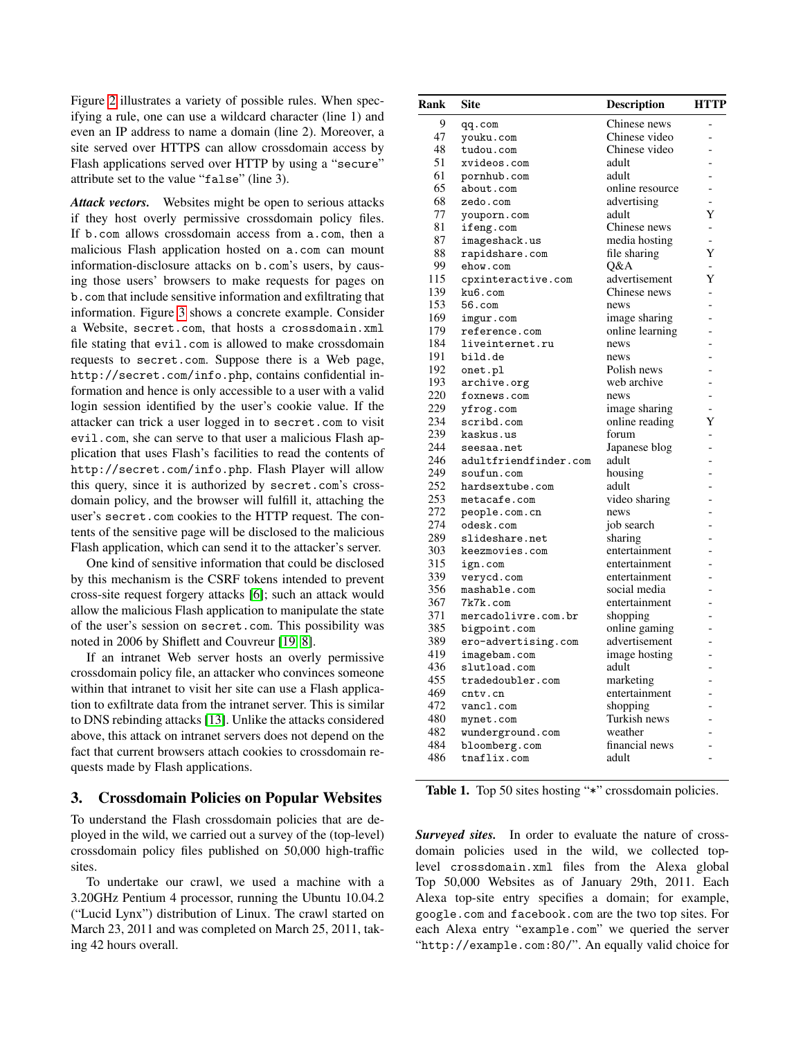Figure 2 illustrates a variety of possible rules. When specifying a rule, one can use a wildcard character (line 1) and even an IP address to name a domain (line 2). Moreover, a site served over HTTPS can allow crossdomain access by Flash applications served over HTTP by using a "secure" attribute set to the value "false" (line 3).

***Attack vectors.*** Websites might be open to serious attacks if they host overly permissive crossdomain policy files. If `b.com` allows crossdomain access from `a.com`, then a malicious Flash application hosted on `a.com` can mount information-disclosure attacks on `b.com`'s users, by causing those users' browsers to make requests for pages on `b.com` that include sensitive information and exfiltrating that information. Figure 3 shows a concrete example. Consider a Website, `secret.com`, that hosts a `crossdomain.xml` file stating that `evil.com` is allowed to make crossdomain requests to `secret.com`. Suppose there is a Web page, `http://secret.com/info.php`, contains confidential information and hence is only accessible to a user with a valid login session identified by the user's cookie value. If the attacker can trick a user logged in to `secret.com` to visit `evil.com`, she can serve to that user a malicious Flash application that uses Flash's facilities to read the contents of `http://secret.com/info.php`. Flash Player will allow this query, since it is authorized by `secret.com`'s crossdomain policy, and the browser will fulfill it, attaching the user's `secret.com` cookies to the HTTP request. The contents of the sensitive page will be disclosed to the malicious Flash application, which can send it to the attacker's server.

One kind of sensitive information that could be disclosed by this mechanism is the CSRF tokens intended to prevent cross-site request forgery attacks [6]; such an attack would allow the malicious Flash application to manipulate the state of the user's session on `secret.com`. This possibility was noted in 2006 by Shiflett and Couvreur [19, 8].

If an intranet Web server hosts an overly permissive crossdomain policy file, an attacker who convinces someone within that intranet to visit her site can use a Flash application to exfiltrate data from the intranet server. This is similar to DNS rebinding attacks [13]. Unlike the attacks considered above, this attack on intranet servers does not depend on the fact that current browsers attach cookies to crossdomain requests made by Flash applications.

## 3. Crossdomain Policies on Popular Websites

To understand the Flash crossdomain policies that are deployed in the wild, we carried out a survey of the (top-level) crossdomain policy files published on 50,000 high-traffic sites.

To undertake our crawl, we used a machine with a 3.20GHz Pentium 4 processor, running the Ubuntu 10.04.2 ("Lucid Lynx") distribution of Linux. The crawl started on March 23, 2011 and was completed on March 25, 2011, taking 42 hours overall.

| Rank | Site | Description | HTTP |
|---|---|---|---|
| 9 | qq.com | Chinese news | - |
| 47 | youku.com | Chinese video | - |
| 48 | tudou.com | Chinese video | - |
| 51 | xvideos.com | adult | - |
| 61 | pornhub.com | adult | - |
| 65 | about.com | online resource | - |
| 68 | zedo.com | advertising | - |
| 77 | youporn.com | adult | Y |
| 81 | ifeng.com | Chinese news | - |
| 87 | imageshack.us | media hosting | - |
| 88 | rapidshare.com | file sharing | Y |
| 99 | ehow.com | Q&A | - |
| 115 | cpxinteractive.com | advertisement | Y |
| 139 | ku6.com | Chinese news | - |
| 153 | 56.com | news | - |
| 169 | imgur.com | image sharing | - |
| 179 | reference.com | online learning | - |
| 184 | liveinternet.ru | news | - |
| 191 | bild.de | news | - |
| 192 | onet.pl | Polish news | - |
| 193 | archive.org | web archive | - |
| 220 | foxnews.com | news | - |
| 229 | yfrog.com | image sharing | - |
| 234 | scribd.com | online reading | Y |
| 239 | kaskus.us | forum | - |
| 244 | seesaa.net | Japanese blog | - |
| 246 | adultfriendfinder.com | adult | - |
| 249 | soufun.com | housing | - |
| 252 | hardsextube.com | adult | - |
| 253 | metacafe.com | video sharing | - |
| 272 | people.com.cn | news | - |
| 274 | odesk.com | job search | - |
| 289 | slideshare.net | sharing | - |
| 303 | keezmovies.com | entertainment | - |
| 315 | ign.com | entertainment | - |
| 339 | verycd.com | entertainment | - |
| 356 | mashable.com | social media | - |
| 367 | 7k7k.com | entertainment | - |
| 371 | mercadolivre.com.br | shopping | - |
| 385 | bigpoint.com | online gaming | - |
| 389 | ero-advertising.com | advertisement | - |
| 419 | imagebam.com | image hosting | - |
| 436 | slutload.com | adult | - |
| 455 | tradedoubler.com | marketing | - |
| 469 | cntv.cn | entertainment | - |
| 472 | vancl.com | shopping | - |
| 480 | mynet.com | Turkish news | - |
| 482 | wunderground.com | weather | - |
| 484 | bloomberg.com | financial news | - |
| 486 | tnaflix.com | adult | - |

**Table 1.** Top 50 sites hosting "*" crossdomain policies.

***Surveyed sites.*** In order to evaluate the nature of crossdomain policies used in the wild, we collected top-level `crossdomain.xml` files from the Alexa global Top 50,000 Websites as of January 29th, 2011. Each Alexa top-site entry specifies a domain; for example, `google.com` and `facebook.com` are the two top sites. For each Alexa entry "`example.com`" we queried the server "`http://example.com:80/`". An equally valid choice for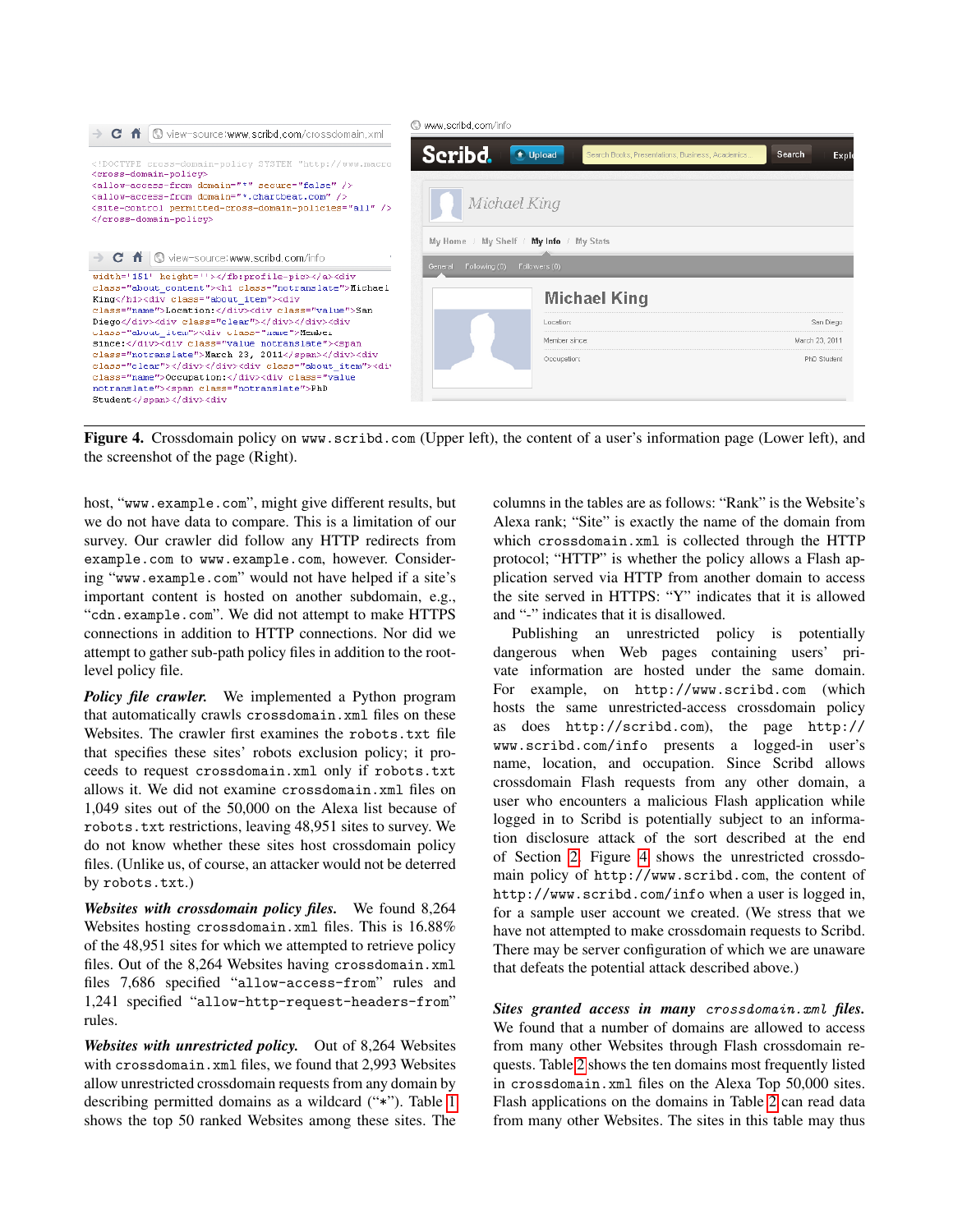**Figure 4.** Crossdomain policy on `www.scribd.com` (Upper left), the content of a user's information page (Lower left), and the screenshot of the page (Right).

host, "`www.example.com`", might give different results, but we do not have data to compare. This is a limitation of our survey. Our crawler did follow any HTTP redirects from `example.com` to `www.example.com`, however. Considering "`www.example.com`" would not have helped if a site's important content is hosted on another subdomain, e.g., "`cdn.example.com`". We did not attempt to make HTTPS connections in addition to HTTP connections. Nor did we attempt to gather sub-path policy files in addition to the root-level policy file.

***Policy file crawler.*** We implemented a Python program that automatically crawls `crossdomain.xml` files on these Websites. The crawler first examines the `robots.txt` file that specifies these sites' robots exclusion policy; it proceeds to request `crossdomain.xml` only if `robots.txt` allows it. We did not examine `crossdomain.xml` files on 1,049 sites out of the 50,000 on the Alexa list because of `robots.txt` restrictions, leaving 48,951 sites to survey. We do not know whether these sites host crossdomain policy files. (Unlike us, of course, an attacker would not be deterred by `robots.txt`.)

***Websites with crossdomain policy files.*** We found 8,264 Websites hosting `crossdomain.xml` files. This is 16.88% of the 48,951 sites for which we attempted to retrieve policy files. Out of the 8,264 Websites having `crossdomain.xml` files 7,686 specified "`allow-access-from`" rules and 1,241 specified "`allow-http-request-headers-from`" rules.

***Websites with unrestricted policy.*** Out of 8,264 Websites with `crossdomain.xml` files, we found that 2,993 Websites allow unrestricted crossdomain requests from any domain by describing permitted domains as a wildcard ("*"). Table 1 shows the top 50 ranked Websites among these sites. The columns in the tables are as follows: "Rank" is the Website's Alexa rank; "Site" is exactly the name of the domain from which `crossdomain.xml` is collected through the HTTP protocol; "HTTP" is whether the policy allows a Flash application served via HTTP from another domain to access the site served in HTTPS: "Y" indicates that it is allowed and "-" indicates that it is disallowed.

Publishing an unrestricted policy is potentially dangerous when Web pages containing users' private information are hosted under the same domain. For example, on `http://www.scribd.com` (which hosts the same unrestricted-access crossdomain policy as does `http://scribd.com`), the page `http://www.scribd.com/info` presents a logged-in user's name, location, and occupation. Since Scribd allows crossdomain Flash requests from any other domain, a user who encounters a malicious Flash application while logged in to Scribd is potentially subject to an information disclosure attack of the sort described at the end of Section 2. Figure 4 shows the unrestricted crossdomain policy of `http://www.scribd.com`, the content of `http://www.scribd.com/info` when a user is logged in, for a sample user account we created. (We stress that we have not attempted to make crossdomain requests to Scribd. There may be server configuration of which we are unaware that defeats the potential attack described above.)

***Sites granted access in many*** ***`crossdomain.xml`*** ***files.*** We found that a number of domains are allowed to access from many other Websites through Flash crossdomain requests. Table 2 shows the ten domains most frequently listed in `crossdomain.xml` files on the Alexa Top 50,000 sites. Flash applications on the domains in Table 2 can read data from many other Websites. The sites in this table may thus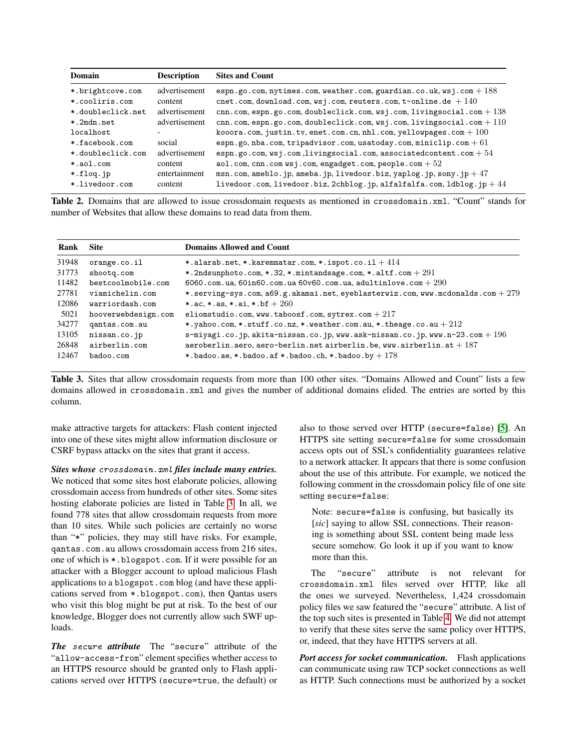| Domain | Description | Sites and Count |
|---|---|---|
| *.brightcove.com | advertisement | espn.go.com, nytimes.com, weather.com, guardian.co.uk, wsj.com + 188 |
| *.cooliris.com | content | cnet.com, download.com, wsj.com, reuters.com, t-online.de + 140 |
| *.doubleclick.net | advertisement | cnn.com, espn.go.com, doubleclick.com, wsj.com, livingsocial.com + 138 |
| *.2mdn.net | advertisement | cnn.com, espn.go.com, doubleclick.com, wsj.com, livingsocial.com + 110 |
| localhost | - | kooora.com, justin.tv, enet.com.cn, nhl.com, yellowpages.com + 100 |
| *.facebook.com | social | espn.go, nba.com, tripadvisor.com, usatoday.com, miniclip.com + 61 |
| *.doubleclick.com | advertisement | espn.go.com, wsj.com ,livingsocial.com, associatedcontent.com + 54 |
| *.aol.com | content | aol.com, cnn.com wsj.com, engadget.com, people.com + 52 |
| *.floq.jp | entertainment | msn.com, ameblo.jp, ameba.jp, livedoor.biz, yaplog.jp, sony.jp + 47 |
| *.livedoor.com | content | livedoor.com, livedoor.biz, 2chblog.jp, alfalfalfa.com, ldblog.jp + 44 |

**Table 2.** Domains that are allowed to issue crossdomain requests as mentioned in crossdomain.xml. "Count" stands for number of Websites that allow these domains to read data from them.

| Rank | Site | Domains Allowed and Count |
|---|---|---|
| 31948 | orange.co.il | *.alarab.net, *.karemmatar.com, *.ispot.co.il + 414 |
| 31773 | shootq.com | *.2ndsunphoto.com, *.32, *.mintandsage.com, *.altf.com + 291 |
| 11482 | bestcoolmobile.com | 6060.com.ua, 60in60.com.ua 60v60.com.ua, adultinlove.com + 290 |
| 27781 | viamichelin.com | *.serving-sys.com, a69.g.akamai.net, eyeblasterwiz.com, www.mcdonalds.com + 279 |
| 12086 | warriordash.com | *.ac, *.as, *.ai, *.bf + 260 |
| 5021 | hooverwebdesign.com | eliomstudio.com, www.taboosf.com, sytrex.com + 217 |
| 34277 | qantas.com.au | *.yahoo.com, *.stuff.co.nz, *.weather.com.au, *.theage.co.au + 212 |
| 13105 | nissan.co.jp | s-miyagi.co.jp, akita-nissan.co.jp, www.ask-nissan.co.jp, www.n-23.com + 196 |
| 26848 | airberlin.com | aeroberlin.aero, aero-berlin.net airberlin.be, www.airberlin.at + 187 |
| 12467 | badoo.com | *.badoo.ae, *.badoo.af *.badoo.ch, *.badoo.by + 178 |

**Table 3.** Sites that allow crossdomain requests from more than 100 other sites. "Domains Allowed and Count" lists a few domains allowed in crossdomain.xml and gives the number of additional domains elided. The entries are sorted by this column.

make attractive targets for attackers: Flash content injected into one of these sites might allow information disclosure or CSRF bypass attacks on the sites that grant it access.

***Sites whose crossdomain.xml files include many entries.*** We noticed that some sites host elaborate policies, allowing crossdomain access from hundreds of other sites. Some sites hosting elaborate policies are listed in Table 3. In all, we found 778 sites that allow crossdomain requests from more than 10 sites. While such policies are certainly no worse than "*" policies, they may still have risks. For example, qantas.com.au allows crossdomain access from 216 sites, one of which is *.blogspot.com. If it were possible for an attacker with a Blogger account to upload malicious Flash applications to a blogspot.com blog (and have these applications served from *.blogspot.com), then Qantas users who visit this blog might be put at risk. To the best of our knowledge, Blogger does not currently allow such SWF uploads.

***The secure attribute*** The "secure" attribute of the "allow-access-from" element specifies whether access to an HTTPS resource should be granted only to Flash applications served over HTTPS (secure=true, the default) or also to those served over HTTP (secure=false) [5]. An HTTPS site setting secure=false for some crossdomain access opts out of SSL's confidentiality guarantees relative to a network attacker. It appears that there is some confusion about the use of this attribute. For example, we noticed the following comment in the crossdomain policy file of one site setting secure=false:

> Note: secure=false is confusing, but basically its [*sic*] saying to allow SSL connections. Their reasoning is something about SSL content being made less secure somehow. Go look it up if you want to know more than this.

The "secure" attribute is not relevant for crossdomain.xml files served over HTTP, like all the ones we surveyed. Nevertheless, 1,424 crossdomain policy files we saw featured the "secure" attribute. A list of the top such sites is presented in Table 4. We did not attempt to verify that these sites serve the same policy over HTTPS, or, indeed, that they have HTTPS servers at all.

***Port access for socket communication.*** Flash applications can communicate using raw TCP socket connections as well as HTTP. Such connections must be authorized by a socket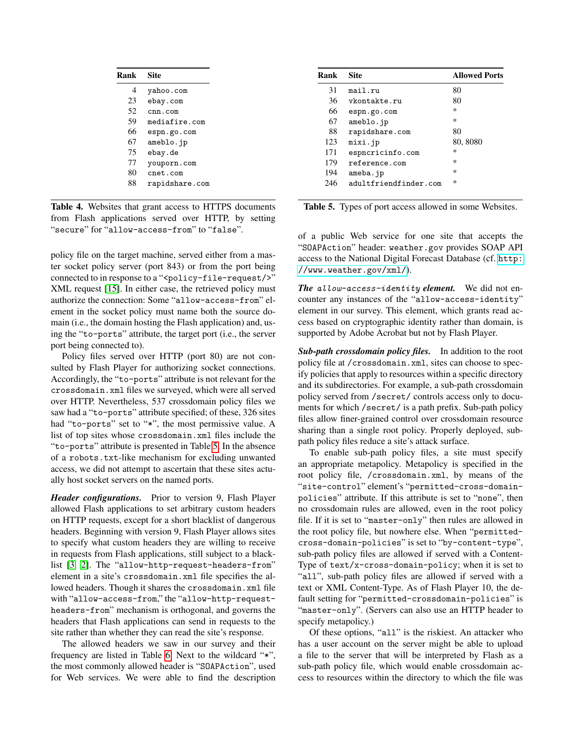| Rank | Site |
|---|---|
| 4 | yahoo.com |
| 23 | ebay.com |
| 52 | cnn.com |
| 59 | mediafire.com |
| 66 | espn.go.com |
| 67 | ameblo.jp |
| 75 | ebay.de |
| 77 | youporn.com |
| 80 | cnet.com |
| 88 | rapidshare.com |

**Table 4.** Websites that grant access to HTTPS documents from Flash applications served over HTTP, by setting "secure" for "allow-access-from" to "false".

policy file on the target machine, served either from a master socket policy server (port 843) or from the port being connected to in response to a "<policy-file-request/>" XML request [15]. In either case, the retrieved policy must authorize the connection: Some "allow-access-from" element in the socket policy must name both the source domain (i.e., the domain hosting the Flash application) and, using the "to-ports" attribute, the target port (i.e., the server port being connected to).

Policy files served over HTTP (port 80) are not consulted by Flash Player for authorizing socket connections. Accordingly, the "to-ports" attribute is not relevant for the crossdomain.xml files we surveyed, which were all served over HTTP. Nevertheless, 537 crossdomain policy files we saw had a "to-ports" attribute specified; of these, 326 sites had "to-ports" set to "*", the most permissive value. A list of top sites whose crossdomain.xml files include the "to-ports" attribute is presented in Table 5. In the absence of a robots.txt-like mechanism for excluding unwanted access, we did not attempt to ascertain that these sites actually host socket servers on the named ports.

***Header configurations.*** Prior to version 9, Flash Player allowed Flash applications to set arbitrary custom headers on HTTP requests, except for a short blacklist of dangerous headers. Beginning with version 9, Flash Player allows sites to specify what custom headers they are willing to receive in requests from Flash applications, still subject to a blacklist [3, 2]. The "allow-http-request-headers-from" element in a site's crossdomain.xml file specifies the allowed headers. Though it shares the crossdomain.xml file with "allow-access-from," the "allow-http-request-headers-from" mechanism is orthogonal, and governs the headers that Flash applications can send in requests to the site rather than whether they can read the site's response.

The allowed headers we saw in our survey and their frequency are listed in Table 6. Next to the wildcard "*", the most commonly allowed header is "SOAPAction", used for Web services. We were able to find the description of a public Web service for one site that accepts the "SOAPAction" header: weather.gov provides SOAP API access to the National Digital Forecast Database (cf. http://www.weather.gov/xml/).

| Rank | Site | Allowed Ports |
|---|---|---|
| 31 | mail.ru | 80 |
| 36 | vkontakte.ru | 80 |
| 66 | espn.go.com | * |
| 67 | ameblo.jp | * |
| 88 | rapidshare.com | 80 |
| 123 | mixi.jp | 80, 8080 |
| 171 | espncricinfo.com | * |
| 179 | reference.com | * |
| 194 | ameba.jp | * |
| 246 | adultfriendfinder.com | * |

**Table 5.** Types of port access allowed in some Websites.

***The allow-access-identity element.*** We did not encounter any instances of the "allow-access-identity" element in our survey. This element, which grants read access based on cryptographic identity rather than domain, is supported by Adobe Acrobat but not by Flash Player.

***Sub-path crossdomain policy files.*** In addition to the root policy file at /crossdomain.xml, sites can choose to specify policies that apply to resources within a specific directory and its subdirectories. For example, a sub-path crossdomain policy served from /secret/ controls access only to documents for which /secret/ is a path prefix. Sub-path policy files allow finer-grained control over crossdomain resource sharing than a single root policy. Properly deployed, sub-path policy files reduce a site's attack surface.

To enable sub-path policy files, a site must specify an appropriate metapolicy. Metapolicy is specified in the root policy file, /crossdomain.xml, by means of the "site-control" element's "permitted-cross-domain-policies" attribute. If this attribute is set to "none", then no crossdomain rules are allowed, even in the root policy file. If it is set to "master-only" then rules are allowed in the root policy file, but nowhere else. When "permitted-cross-domain-policies" is set to "by-content-type", sub-path policy files are allowed if served with a Content-Type of text/x-cross-domain-policy; when it is set to "all", sub-path policy files are allowed if served with a text or XML Content-Type. As of Flash Player 10, the default setting for "permitted-crossdomain-policies" is "master-only". (Servers can also use an HTTP header to specify metapolicy.)

Of these options, "all" is the riskiest. An attacker who has a user account on the server might be able to upload a file to the server that will be interpreted by Flash as a sub-path policy file, which would enable crossdomain access to resources within the directory to which the file was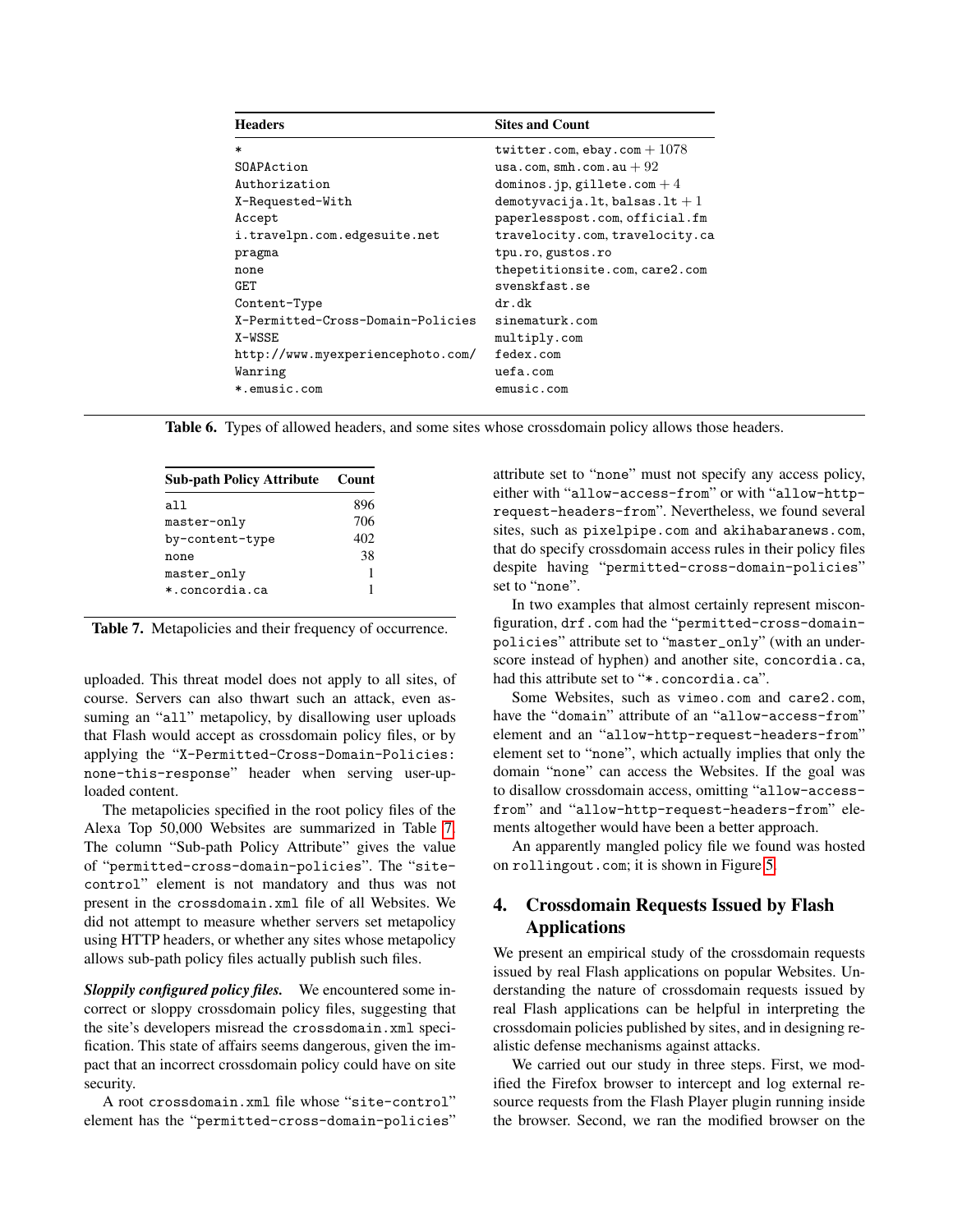| Headers | Sites and Count |
|---|---|
| * | twitter.com, ebay.com + 1078 |
| SOAPAction | usa.com, smh.com.au + 92 |
| Authorization | dominos.jp, gillete.com + 4 |
| X-Requested-With | demotyvacija.lt, balsas.lt + 1 |
| Accept | paperlesspost.com, official.fm |
| i.travelpn.com.edgesuite.net | travelocity.com, travelocity.ca |
| pragma | tpu.ro, gustos.ro |
| none | thepetitionsite.com, care2.com |
| GET | svenskfast.se |
| Content-Type | dr.dk |
| X-Permitted-Cross-Domain-Policies | sinematurk.com |
| X-WSSE | multiply.com |
| http://www.myexperiencephoto.com/ | fedex.com |
| Wanring | uefa.com |
| *.emusic.com | emusic.com |

**Table 6.** Types of allowed headers, and some sites whose crossdomain policy allows those headers.

| Sub-path Policy Attribute | Count |
|---|---|
| all | 896 |
| master-only | 706 |
| by-content-type | 402 |
| none | 38 |
| master_only | 1 |
| *.concordia.ca | 1 |

**Table 7.** Metapolicies and their frequency of occurrence.

uploaded. This threat model does not apply to all sites, of course. Servers can also thwart such an attack, even assuming an "all" metapolicy, by disallowing user uploads that Flash would accept as crossdomain policy files, or by applying the "X-Permitted-Cross-Domain-Policies: none-this-response" header when serving user-uploaded content.

The metapolicies specified in the root policy files of the Alexa Top 50,000 Websites are summarized in Table 7. The column "Sub-path Policy Attribute" gives the value of "permitted-cross-domain-policies". The "site-control" element is not mandatory and thus was not present in the crossdomain.xml file of all Websites. We did not attempt to measure whether servers set metapolicy using HTTP headers, or whether any sites whose metapolicy allows sub-path policy files actually publish such files.

***Sloppily configured policy files.*** We encountered some incorrect or sloppy crossdomain policy files, suggesting that the site's developers misread the crossdomain.xml specification. This state of affairs seems dangerous, given the impact that an incorrect crossdomain policy could have on site security.

A root crossdomain.xml file whose "site-control" element has the "permitted-cross-domain-policies" attribute set to "none" must not specify any access policy, either with "allow-access-from" or with "allow-http-request-headers-from". Nevertheless, we found several sites, such as pixelpipe.com and akihabaranews.com, that do specify crossdomain access rules in their policy files despite having "permitted-cross-domain-policies" set to "none".

In two examples that almost certainly represent misconfiguration, drf.com had the "permitted-cross-domain-policies" attribute set to "master_only" (with an underscore instead of hyphen) and another site, concordia.ca, had this attribute set to "*.concordia.ca".

Some Websites, such as vimeo.com and care2.com, have the "domain" attribute of an "allow-access-from" element and an "allow-http-request-headers-from" element set to "none", which actually implies that only the domain "none" can access the Websites. If the goal was to disallow crossdomain access, omitting "allow-access-from" and "allow-http-request-headers-from" elements altogether would have been a better approach.

An apparently mangled policy file we found was hosted on rollingout.com; it is shown in Figure 5.

## 4. Crossdomain Requests Issued by Flash Applications

We present an empirical study of the crossdomain requests issued by real Flash applications on popular Websites. Understanding the nature of crossdomain requests issued by real Flash applications can be helpful in interpreting the crossdomain policies published by sites, and in designing realistic defense mechanisms against attacks.

We carried out our study in three steps. First, we modified the Firefox browser to intercept and log external resource requests from the Flash Player plugin running inside the browser. Second, we ran the modified browser on the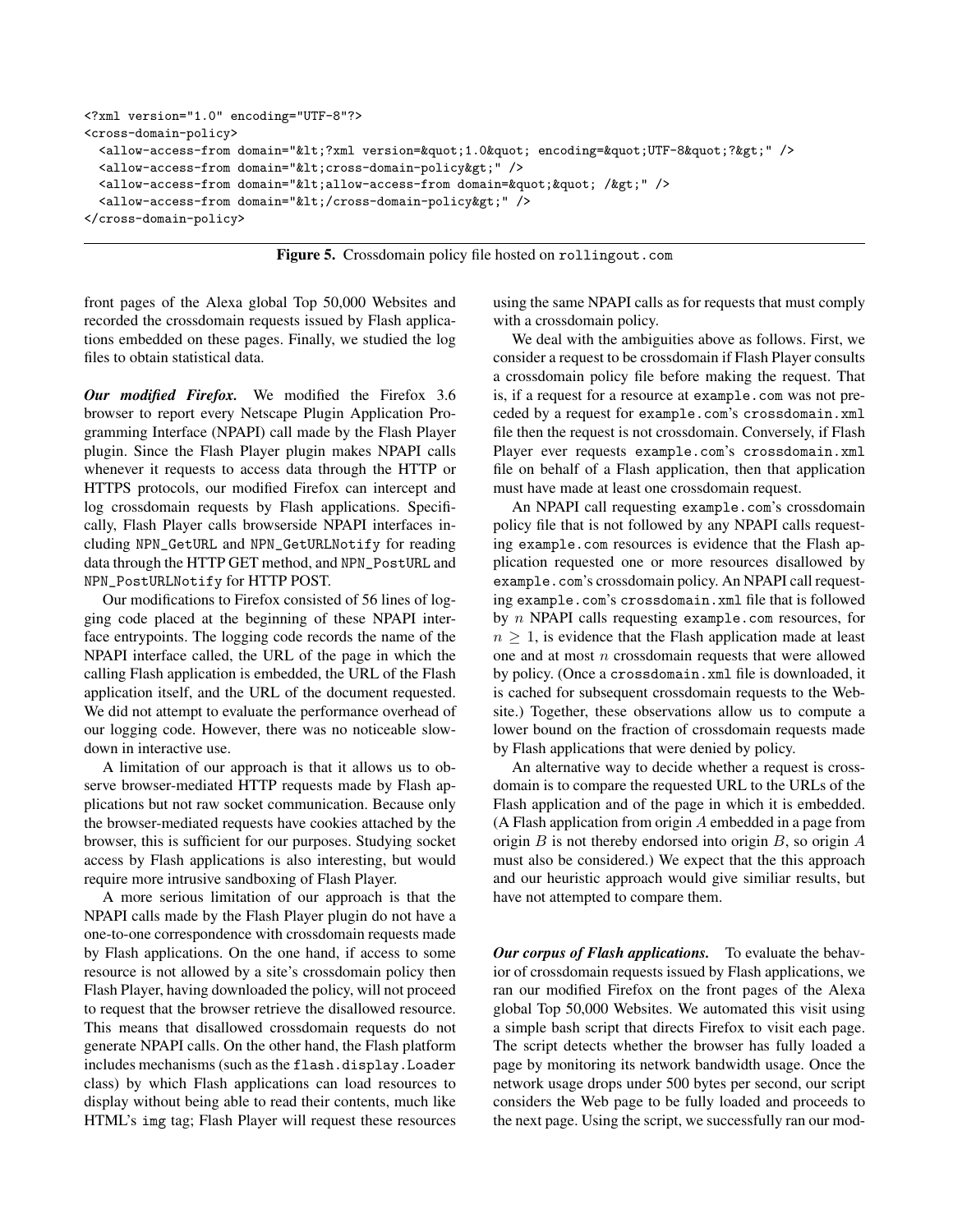```
<?xml version="1.0" encoding="UTF-8"?>
<cross-domain-policy>
  <allow-access-from domain="&lt;?xml version=&quot;1.0&quot; encoding=&quot;UTF-8&quot;?&gt;" />
  <allow-access-from domain="&lt;cross-domain-policy&gt;" />
  <allow-access-from domain="&lt;allow-access-from domain=&quot;&quot; /&gt;" />
  <allow-access-from domain="&lt;/cross-domain-policy&gt;" />
</cross-domain-policy>
```

**Figure 5.** Crossdomain policy file hosted on `rollingout.com`

front pages of the Alexa global Top 50,000 Websites and recorded the crossdomain requests issued by Flash applications embedded on these pages. Finally, we studied the log files to obtain statistical data.

***Our modified Firefox.*** We modified the Firefox 3.6 browser to report every Netscape Plugin Application Programming Interface (NPAPI) call made by the Flash Player plugin. Since the Flash Player plugin makes NPAPI calls whenever it requests to access data through the HTTP or HTTPS protocols, our modified Firefox can intercept and log crossdomain requests by Flash applications. Specifically, Flash Player calls browserside NPAPI interfaces including `NPN_GetURL` and `NPN_GetURLNotify` for reading data through the HTTP GET method, and `NPN_PostURL` and `NPN_PostURLNotify` for HTTP POST.

Our modifications to Firefox consisted of 56 lines of logging code placed at the beginning of these NPAPI interface entrypoints. The logging code records the name of the NPAPI interface called, the URL of the page in which the calling Flash application is embedded, the URL of the Flash application itself, and the URL of the document requested. We did not attempt to evaluate the performance overhead of our logging code. However, there was no noticeable slowdown in interactive use.

A limitation of our approach is that it allows us to observe browser-mediated HTTP requests made by Flash applications but not raw socket communication. Because only the browser-mediated requests have cookies attached by the browser, this is sufficient for our purposes. Studying socket access by Flash applications is also interesting, but would require more intrusive sandboxing of Flash Player.

A more serious limitation of our approach is that the NPAPI calls made by the Flash Player plugin do not have a one-to-one correspondence with crossdomain requests made by Flash applications. On the one hand, if access to some resource is not allowed by a site's crossdomain policy then Flash Player, having downloaded the policy, will not proceed to request that the browser retrieve the disallowed resource. This means that disallowed crossdomain requests do not generate NPAPI calls. On the other hand, the Flash platform includes mechanisms (such as the `flash.display.Loader` class) by which Flash applications can load resources to display without being able to read their contents, much like HTML's `img` tag; Flash Player will request these resources using the same NPAPI calls as for requests that must comply with a crossdomain policy.

We deal with the ambiguities above as follows. First, we consider a request to be crossdomain if Flash Player consults a crossdomain policy file before making the request. That is, if a request for a resource at `example.com` was not preceded by a request for `example.com`'s `crossdomain.xml` file then the request is not crossdomain. Conversely, if Flash Player ever requests `example.com`'s `crossdomain.xml` file on behalf of a Flash application, then that application must have made at least one crossdomain request.

An NPAPI call requesting `example.com`'s crossdomain policy file that is not followed by any NPAPI calls requesting `example.com` resources is evidence that the Flash application requested one or more resources disallowed by `example.com`'s crossdomain policy. An NPAPI call requesting `example.com`'s `crossdomain.xml` file that is followed by $n$ NPAPI calls requesting `example.com` resources, for $n \geq 1$, is evidence that the Flash application made at least one and at most $n$ crossdomain requests that were allowed by policy. (Once a `crossdomain.xml` file is downloaded, it is cached for subsequent crossdomain requests to the Website.) Together, these observations allow us to compute a lower bound on the fraction of crossdomain requests made by Flash applications that were denied by policy.

An alternative way to decide whether a request is crossdomain is to compare the requested URL to the URLs of the Flash application and of the page in which it is embedded. (A Flash application from origin $A$ embedded in a page from origin $B$ is not thereby endorsed into origin $B$, so origin $A$ must also be considered.) We expect that the this approach and our heuristic approach would give similiar results, but have not attempted to compare them.

***Our corpus of Flash applications.*** To evaluate the behavior of crossdomain requests issued by Flash applications, we ran our modified Firefox on the front pages of the Alexa global Top 50,000 Websites. We automated this visit using a simple bash script that directs Firefox to visit each page. The script detects whether the browser has fully loaded a page by monitoring its network bandwidth usage. Once the network usage drops under 500 bytes per second, our script considers the Web page to be fully loaded and proceeds to the next page. Using the script, we successfully ran our mod-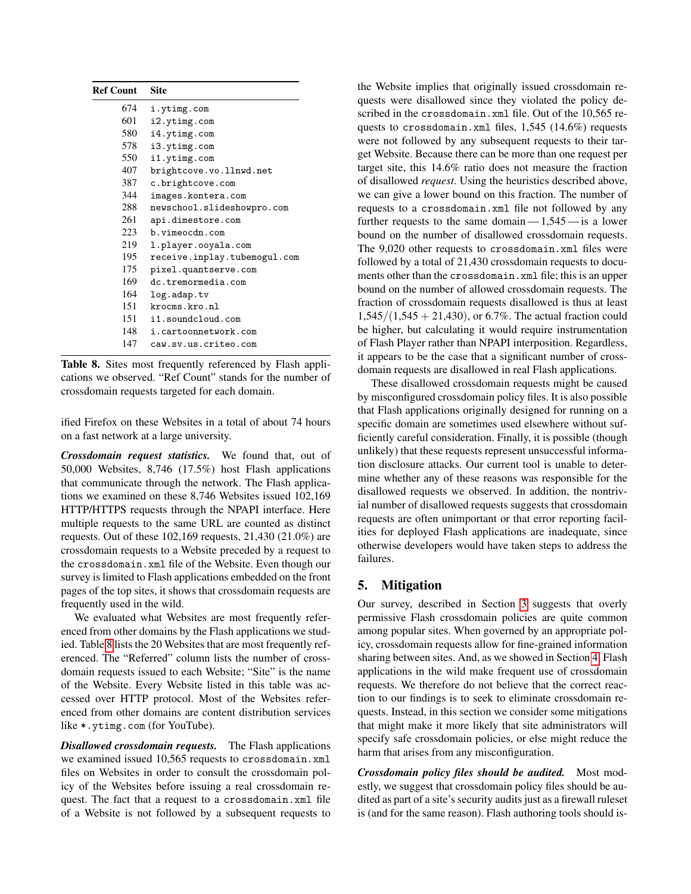| Ref Count | Site |
|---|---|
| 674 | `i.ytimg.com` |
| 601 | `i2.ytimg.com` |
| 580 | `i4.ytimg.com` |
| 578 | `i3.ytimg.com` |
| 550 | `i1.ytimg.com` |
| 407 | `brightcove.vo.llnwd.net` |
| 387 | `c.brightcove.com` |
| 344 | `images.kontera.com` |
| 288 | `newschool.slideshowpro.com` |
| 261 | `api.dimestore.com` |
| 223 | `b.vimeocdn.com` |
| 219 | `l.player.ooyala.com` |
| 195 | `receive.inplay.tubemogul.com` |
| 175 | `pixel.quantserve.com` |
| 169 | `dc.tremormedia.com` |
| 164 | `log.adap.tv` |
| 151 | `krocms.kro.nl` |
| 151 | `i1.soundcloud.com` |
| 148 | `i.cartoonnetwork.com` |
| 147 | `caw.sv.us.criteo.com` |

**Table 8.** Sites most frequently referenced by Flash applications we observed. "Ref Count" stands for the number of crossdomain requests targeted for each domain.

ified Firefox on these Websites in a total of about 74 hours on a fast network at a large university.

***Crossdomain request statistics.*** We found that, out of 50,000 Websites, 8,746 (17.5%) host Flash applications that communicate through the network. The Flash applications we examined on these 8,746 Websites issued 102,169 HTTP/HTTPS requests through the NPAPI interface. Here multiple requests to the same URL are counted as distinct requests. Out of these 102,169 requests, 21,430 (21.0%) are crossdomain requests to a Website preceded by a request to the `crossdomain.xml` file of the Website. Even though our survey is limited to Flash applications embedded on the front pages of the top sites, it shows that crossdomain requests are frequently used in the wild.

We evaluated what Websites are most frequently referenced from other domains by the Flash applications we studied. Table 8 lists the 20 Websites that are most frequently referenced. The "Referred" column lists the number of crossdomain requests issued to each Website; "Site" is the name of the Website. Every Website listed in this table was accessed over HTTP protocol. Most of the Websites referenced from other domains are content distribution services like `*.ytimg.com` (for YouTube).

***Disallowed crossdomain requests.*** The Flash applications we examined issued 10,565 requests to `crossdomain.xml` files on Websites in order to consult the crossdomain policy of the Websites before issuing a real crossdomain request. The fact that a request to a `crossdomain.xml` file of a Website is not followed by a subsequent requests to the Website implies that originally issued crossdomain requests were disallowed since they violated the policy described in the `crossdomain.xml` file. Out of the 10,565 requests to `crossdomain.xml` files, 1,545 (14.6%) requests were not followed by any subsequent requests to their target Website. Because there can be more than one request per target site, this 14.6% ratio does not measure the fraction of disallowed *request*. Using the heuristics described above, we can give a lower bound on this fraction. The number of requests to a `crossdomain.xml` file not followed by any further requests to the same domain — 1,545 — is a lower bound on the number of disallowed crossdomain requests. The 9,020 other requests to `crossdomain.xml` files were followed by a total of 21,430 crossdomain requests to documents other than the `crossdomain.xml` file; this is an upper bound on the number of allowed crossdomain requests. The fraction of crossdomain requests disallowed is thus at least $1{,}545/(1{,}545 + 21{,}430)$, or 6.7%. The actual fraction could be higher, but calculating it would require instrumentation of Flash Player rather than NPAPI interposition. Regardless, it appears to be the case that a significant number of crossdomain requests are disallowed in real Flash applications.

These disallowed crossdomain requests might be caused by misconfigured crossdomain policy files. It is also possible that Flash applications originally designed for running on a specific domain are sometimes used elsewhere without sufficiently careful consideration. Finally, it is possible (though unlikely) that these requests represent unsuccessful information disclosure attacks. Our current tool is unable to determine whether any of these reasons was responsible for the disallowed requests we observed. In addition, the nontrivial number of disallowed requests suggests that crossdomain requests are often unimportant or that error reporting facilities for deployed Flash applications are inadequate, since otherwise developers would have taken steps to address the failures.

## 5. Mitigation

Our survey, described in Section 3 suggests that overly permissive Flash crossdomain policies are quite common among popular sites. When governed by an appropriate policy, crossdomain requests allow for fine-grained information sharing between sites. And, as we showed in Section 4, Flash applications in the wild make frequent use of crossdomain requests. We therefore do not believe that the correct reaction to our findings is to seek to eliminate crossdomain requests. Instead, in this section we consider some mitigations that might make it more likely that site administrators will specify safe crossdomain policies, or else might reduce the harm that arises from any misconfiguration.

***Crossdomain policy files should be audited.*** Most modestly, we suggest that crossdomain policy files should be audited as part of a site's security audits just as a firewall ruleset is (and for the same reason). Flash authoring tools should is-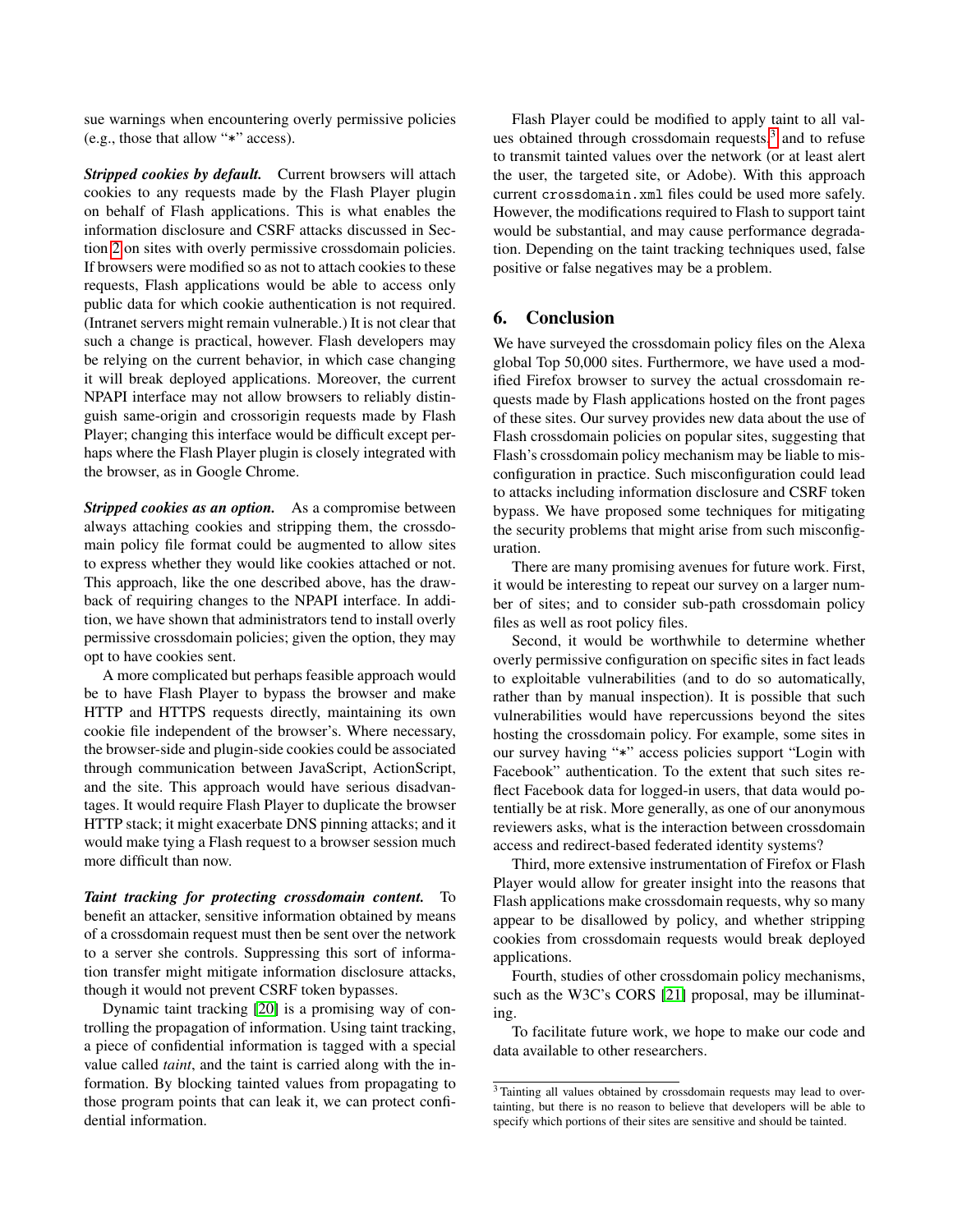sue warnings when encountering overly permissive policies (e.g., those that allow "*" access).

***Stripped cookies by default.*** Current browsers will attach cookies to any requests made by the Flash Player plugin on behalf of Flash applications. This is what enables the information disclosure and CSRF attacks discussed in Section 2 on sites with overly permissive crossdomain policies. If browsers were modified so as not to attach cookies to these requests, Flash applications would be able to access only public data for which cookie authentication is not required. (Intranet servers might remain vulnerable.) It is not clear that such a change is practical, however. Flash developers may be relying on the current behavior, in which case changing it will break deployed applications. Moreover, the current NPAPI interface may not allow browsers to reliably distinguish same-origin and crossorigin requests made by Flash Player; changing this interface would be difficult except perhaps where the Flash Player plugin is closely integrated with the browser, as in Google Chrome.

***Stripped cookies as an option.*** As a compromise between always attaching cookies and stripping them, the crossdomain policy file format could be augmented to allow sites to express whether they would like cookies attached or not. This approach, like the one described above, has the drawback of requiring changes to the NPAPI interface. In addition, we have shown that administrators tend to install overly permissive crossdomain policies; given the option, they may opt to have cookies sent.

A more complicated but perhaps feasible approach would be to have Flash Player to bypass the browser and make HTTP and HTTPS requests directly, maintaining its own cookie file independent of the browser's. Where necessary, the browser-side and plugin-side cookies could be associated through communication between JavaScript, ActionScript, and the site. This approach would have serious disadvantages. It would require Flash Player to duplicate the browser HTTP stack; it might exacerbate DNS pinning attacks; and it would make tying a Flash request to a browser session much more difficult than now.

***Taint tracking for protecting crossdomain content.*** To benefit an attacker, sensitive information obtained by means of a crossdomain request must then be sent over the network to a server she controls. Suppressing this sort of information transfer might mitigate information disclosure attacks, though it would not prevent CSRF token bypasses.

Dynamic taint tracking [20] is a promising way of controlling the propagation of information. Using taint tracking, a piece of confidential information is tagged with a special value called *taint*, and the taint is carried along with the information. By blocking tainted values from propagating to those program points that can leak it, we can protect confidential information.

Flash Player could be modified to apply taint to all values obtained through crossdomain requests,[3] and to refuse to transmit tainted values over the network (or at least alert the user, the targeted site, or Adobe). With this approach current `crossdomain.xml` files could be used more safely. However, the modifications required to Flash to support taint would be substantial, and may cause performance degradation. Depending on the taint tracking techniques used, false positive or false negatives may be a problem.

## 6. Conclusion

We have surveyed the crossdomain policy files on the Alexa global Top 50,000 sites. Furthermore, we have used a modified Firefox browser to survey the actual crossdomain requests made by Flash applications hosted on the front pages of these sites. Our survey provides new data about the use of Flash crossdomain policies on popular sites, suggesting that Flash's crossdomain policy mechanism may be liable to misconfiguration in practice. Such misconfiguration could lead to attacks including information disclosure and CSRF token bypass. We have proposed some techniques for mitigating the security problems that might arise from such misconfiguration.

There are many promising avenues for future work. First, it would be interesting to repeat our survey on a larger number of sites; and to consider sub-path crossdomain policy files as well as root policy files.

Second, it would be worthwhile to determine whether overly permissive configuration on specific sites in fact leads to exploitable vulnerabilities (and to do so automatically, rather than by manual inspection). It is possible that such vulnerabilities would have repercussions beyond the sites hosting the crossdomain policy. For example, some sites in our survey having "*" access policies support "Login with Facebook" authentication. To the extent that such sites reflect Facebook data for logged-in users, that data would potentially be at risk. More generally, as one of our anonymous reviewers asks, what is the interaction between crossdomain access and redirect-based federated identity systems?

Third, more extensive instrumentation of Firefox or Flash Player would allow for greater insight into the reasons that Flash applications make crossdomain requests, why so many appear to be disallowed by policy, and whether stripping cookies from crossdomain requests would break deployed applications.

Fourth, studies of other crossdomain policy mechanisms, such as the W3C's CORS [21] proposal, may be illuminating.

To facilitate future work, we hope to make our code and data available to other researchers.

---

[3] Tainting all values obtained by crossdomain requests may lead to overtainting, but there is no reason to believe that developers will be able to specify which portions of their sites are sensitive and should be tainted.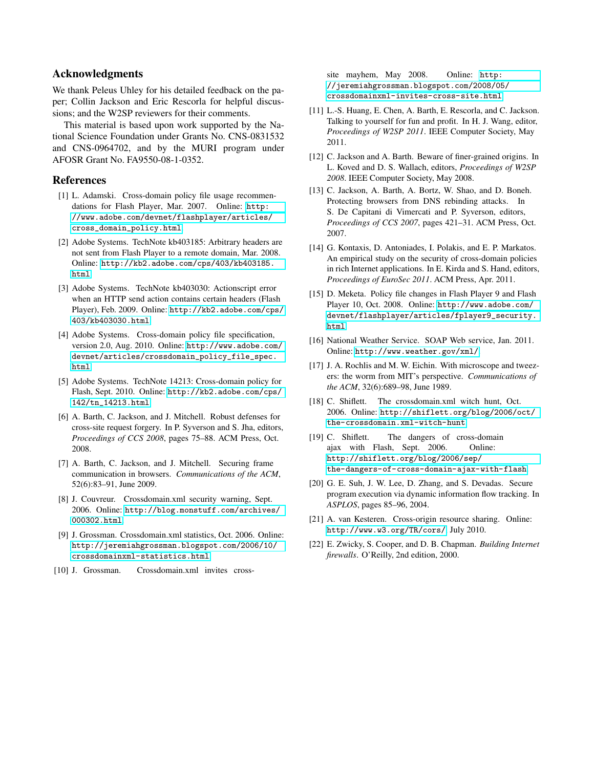## Acknowledgments

We thank Peleus Uhley for his detailed feedback on the paper; Collin Jackson and Eric Rescorla for helpful discussions; and the W2SP reviewers for their comments.

This material is based upon work supported by the National Science Foundation under Grants No. CNS-0831532 and CNS-0964702, and by the MURI program under AFOSR Grant No. FA9550-08-1-0352.

## References

[1] L. Adamski. Cross-domain policy file usage recommendations for Flash Player, Mar. 2007. Online: http://www.adobe.com/devnet/flashplayer/articles/cross_domain_policy.html.

[2] Adobe Systems. TechNote kb403185: Arbitrary headers are not sent from Flash Player to a remote domain, Mar. 2008. Online: http://kb2.adobe.com/cps/403/kb403185.html.

[3] Adobe Systems. TechNote kb403030: Actionscript error when an HTTP send action contains certain headers (Flash Player), Feb. 2009. Online: http://kb2.adobe.com/cps/403/kb403030.html.

[4] Adobe Systems. Cross-domain policy file specification, version 2.0, Aug. 2010. Online: http://www.adobe.com/devnet/articles/crossdomain_policy_file_spec.html.

[5] Adobe Systems. TechNote 14213: Cross-domain policy for Flash, Sept. 2010. Online: http://kb2.adobe.com/cps/142/tn_14213.html.

[6] A. Barth, C. Jackson, and J. Mitchell. Robust defenses for cross-site request forgery. In P. Syverson and S. Jha, editors, *Proceedings of CCS 2008*, pages 75–88. ACM Press, Oct. 2008.

[7] A. Barth, C. Jackson, and J. Mitchell. Securing frame communication in browsers. *Communications of the ACM*, 52(6):83–91, June 2009.

[8] J. Couvreur. Crossdomain.xml security warning, Sept. 2006. Online: http://blog.monstuff.com/archives/000302.html.

[9] J. Grossman. Crossdomain.xml statistics, Oct. 2006. Online: http://jeremiahgrossman.blogspot.com/2006/10/crossdomainxml-statistics.html.

[10] J. Grossman. Crossdomain.xml invites cross-site mayhem, May 2008. Online: http://jeremiahgrossman.blogspot.com/2008/05/crossdomainxml-invites-cross-site.html.

[11] L.-S. Huang, E. Chen, A. Barth, E. Rescorla, and C. Jackson. Talking to yourself for fun and profit. In H. J. Wang, editor, *Proceedings of W2SP 2011*. IEEE Computer Society, May 2011.

[12] C. Jackson and A. Barth. Beware of finer-grained origins. In L. Koved and D. S. Wallach, editors, *Proceedings of W2SP 2008*. IEEE Computer Society, May 2008.

[13] C. Jackson, A. Barth, A. Bortz, W. Shao, and D. Boneh. Protecting browsers from DNS rebinding attacks. In S. De Capitani di Vimercati and P. Syverson, editors, *Proceedings of CCS 2007*, pages 421–31. ACM Press, Oct. 2007.

[14] G. Kontaxis, D. Antoniades, I. Polakis, and E. P. Markatos. An empirical study on the security of cross-domain policies in rich Internet applications. In E. Kirda and S. Hand, editors, *Proceedings of EuroSec 2011*. ACM Press, Apr. 2011.

[15] D. Meketa. Policy file changes in Flash Player 9 and Flash Player 10, Oct. 2008. Online: http://www.adobe.com/devnet/flashplayer/articles/fplayer9_security.html.

[16] National Weather Service. SOAP Web service, Jan. 2011. Online: http://www.weather.gov/xml/.

[17] J. A. Rochlis and M. W. Eichin. With microscope and tweezers: the worm from MIT's perspective. *Communications of the ACM*, 32(6):689–98, June 1989.

[18] C. Shiflett. The crossdomain.xml witch hunt, Oct. 2006. Online: http://shiflett.org/blog/2006/oct/the-crossdomain.xml-witch-hunt.

[19] C. Shiflett. The dangers of cross-domain ajax with Flash, Sept. 2006. Online: http://shiflett.org/blog/2006/sep/the-dangers-of-cross-domain-ajax-with-flash.

[20] G. E. Suh, J. W. Lee, D. Zhang, and S. Devadas. Secure program execution via dynamic information flow tracking. In *ASPLOS*, pages 85–96, 2004.

[21] A. van Kesteren. Cross-origin resource sharing. Online: http://www.w3.org/TR/cors/, July 2010.

[22] E. Zwicky, S. Cooper, and D. B. Chapman. *Building Internet firewalls*. O'Reilly, 2nd edition, 2000.